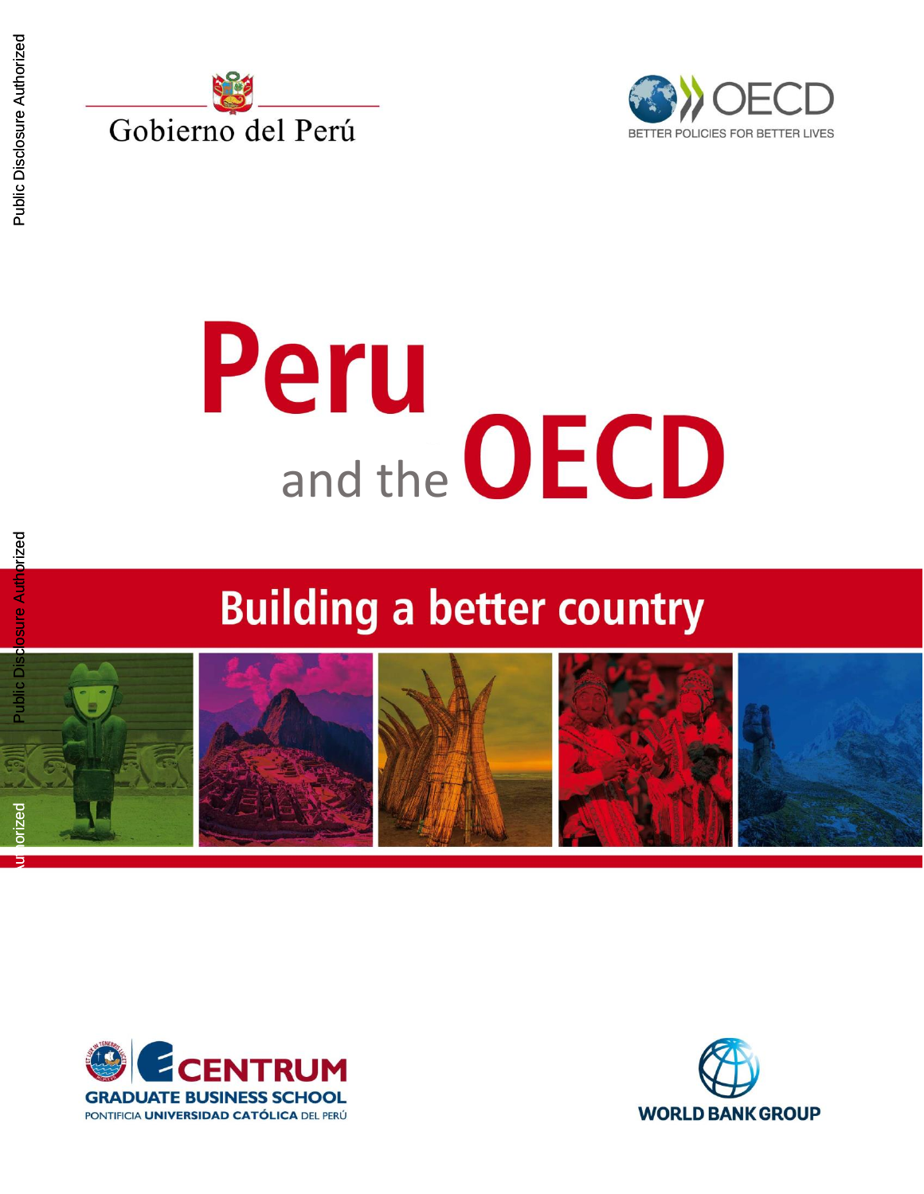Gobierno del Perú

OECD

BETTER POLICIES FOR BETTER LIVES

# Peru and the OECD

## Building a better country

CENTRUM

GRADUATE BUSINESS SCHOOL

PONTIFICIA UNIVERSIDAD CATÓLICA DEL PERÚ

WORLD BANK GROUP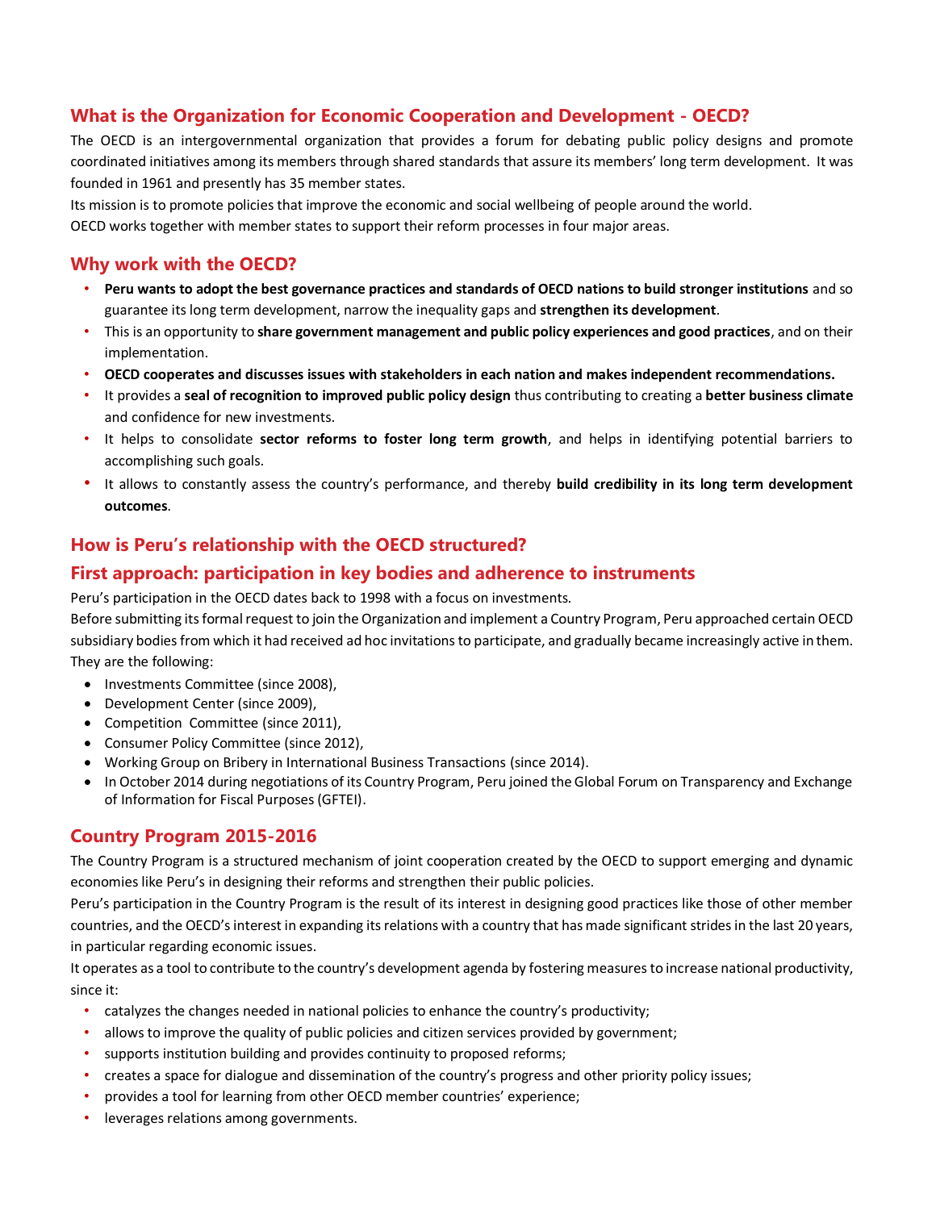## What is the Organization for Economic Cooperation and Development - OECD?

The OECD is an intergovernmental organization that provides a forum for debating public policy designs and promote coordinated initiatives among its members through shared standards that assure its members' long term development. It was founded in 1961 and presently has 35 member states.

Its mission is to promote policies that improve the economic and social wellbeing of people around the world.

OECD works together with member states to support their reform processes in four major areas.

## Why work with the OECD?

- **Peru wants to adopt the best governance practices and standards of OECD nations to build stronger institutions** and so guarantee its long term development, narrow the inequality gaps and **strengthen its development**.
- This is an opportunity to **share government management and public policy experiences and good practices**, and on their implementation.
- **OECD cooperates and discusses issues with stakeholders in each nation and makes independent recommendations.**
- It provides a **seal of recognition to improved public policy design** thus contributing to creating a **better business climate** and confidence for new investments.
- It helps to consolidate **sector reforms to foster long term growth**, and helps in identifying potential barriers to accomplishing such goals.
- It allows to constantly assess the country's performance, and thereby **build credibility in its long term development outcomes**.

## How is Peru's relationship with the OECD structured?

## First approach: participation in key bodies and adherence to instruments

Peru's participation in the OECD dates back to 1998 with a focus on investments.

Before submitting its formal request to join the Organization and implement a Country Program, Peru approached certain OECD subsidiary bodies from which it had received ad hoc invitations to participate, and gradually became increasingly active in them. They are the following:

- Investments Committee (since 2008),
- Development Center (since 2009),
- Competition Committee (since 2011),
- Consumer Policy Committee (since 2012),
- Working Group on Bribery in International Business Transactions (since 2014).
- In October 2014 during negotiations of its Country Program, Peru joined the Global Forum on Transparency and Exchange of Information for Fiscal Purposes (GFTEI).

## Country Program 2015-2016

The Country Program is a structured mechanism of joint cooperation created by the OECD to support emerging and dynamic economies like Peru's in designing their reforms and strengthen their public policies.

Peru's participation in the Country Program is the result of its interest in designing good practices like those of other member countries, and the OECD's interest in expanding its relations with a country that has made significant strides in the last 20 years, in particular regarding economic issues.

It operates as a tool to contribute to the country's development agenda by fostering measures to increase national productivity, since it:

- catalyzes the changes needed in national policies to enhance the country's productivity;
- allows to improve the quality of public policies and citizen services provided by government;
- supports institution building and provides continuity to proposed reforms;
- creates a space for dialogue and dissemination of the country's progress and other priority policy issues;
- provides a tool for learning from other OECD member countries' experience;
- leverages relations among governments.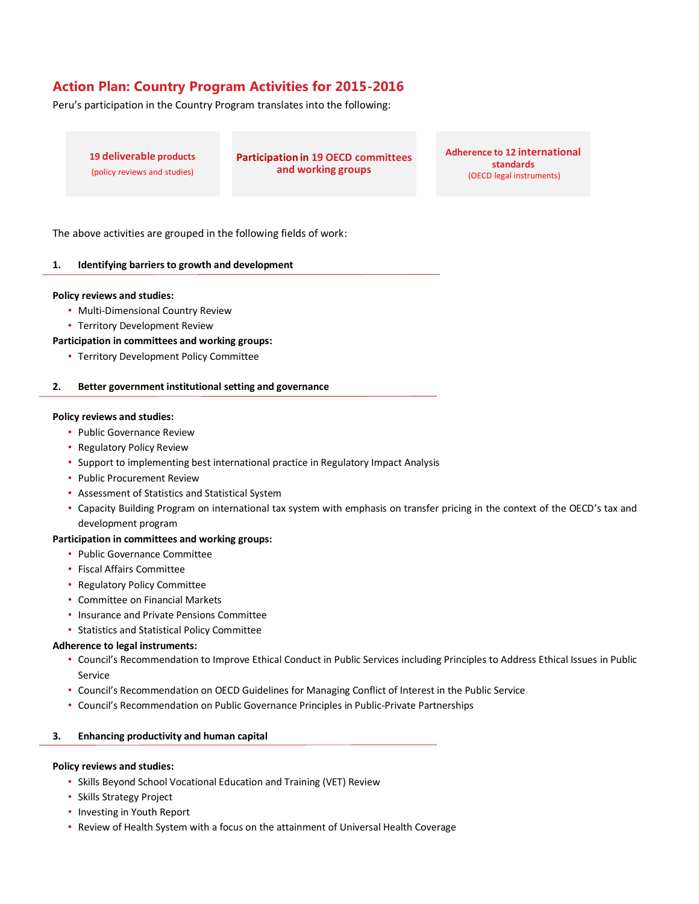## Action Plan: Country Program Activities for 2015-2016

Peru's participation in the Country Program translates into the following:

**19 deliverable products**
(policy reviews and studies)

**Participation in 19 OECD committees and working groups**

**Adherence to 12 international standards**
(OECD legal instruments)

The above activities are grouped in the following fields of work:

### 1. Identifying barriers to growth and development

**Policy reviews and studies:**

- Multi-Dimensional Country Review
- Territory Development Review

**Participation in committees and working groups:**

- Territory Development Policy Committee

### 2. Better government institutional setting and governance

**Policy reviews and studies:**

- Public Governance Review
- Regulatory Policy Review
- Support to implementing best international practice in Regulatory Impact Analysis
- Public Procurement Review
- Assessment of Statistics and Statistical System
- Capacity Building Program on international tax system with emphasis on transfer pricing in the context of the OECD's tax and development program

**Participation in committees and working groups:**

- Public Governance Committee
- Fiscal Affairs Committee
- Regulatory Policy Committee
- Committee on Financial Markets
- Insurance and Private Pensions Committee
- Statistics and Statistical Policy Committee

**Adherence to legal instruments:**

- Council's Recommendation to Improve Ethical Conduct in Public Services including Principles to Address Ethical Issues in Public Service
- Council's Recommendation on OECD Guidelines for Managing Conflict of Interest in the Public Service
- Council's Recommendation on Public Governance Principles in Public-Private Partnerships

### 3. Enhancing productivity and human capital

**Policy reviews and studies:**

- Skills Beyond School Vocational Education and Training (VET) Review
- Skills Strategy Project
- Investing in Youth Report
- Review of Health System with a focus on the attainment of Universal Health Coverage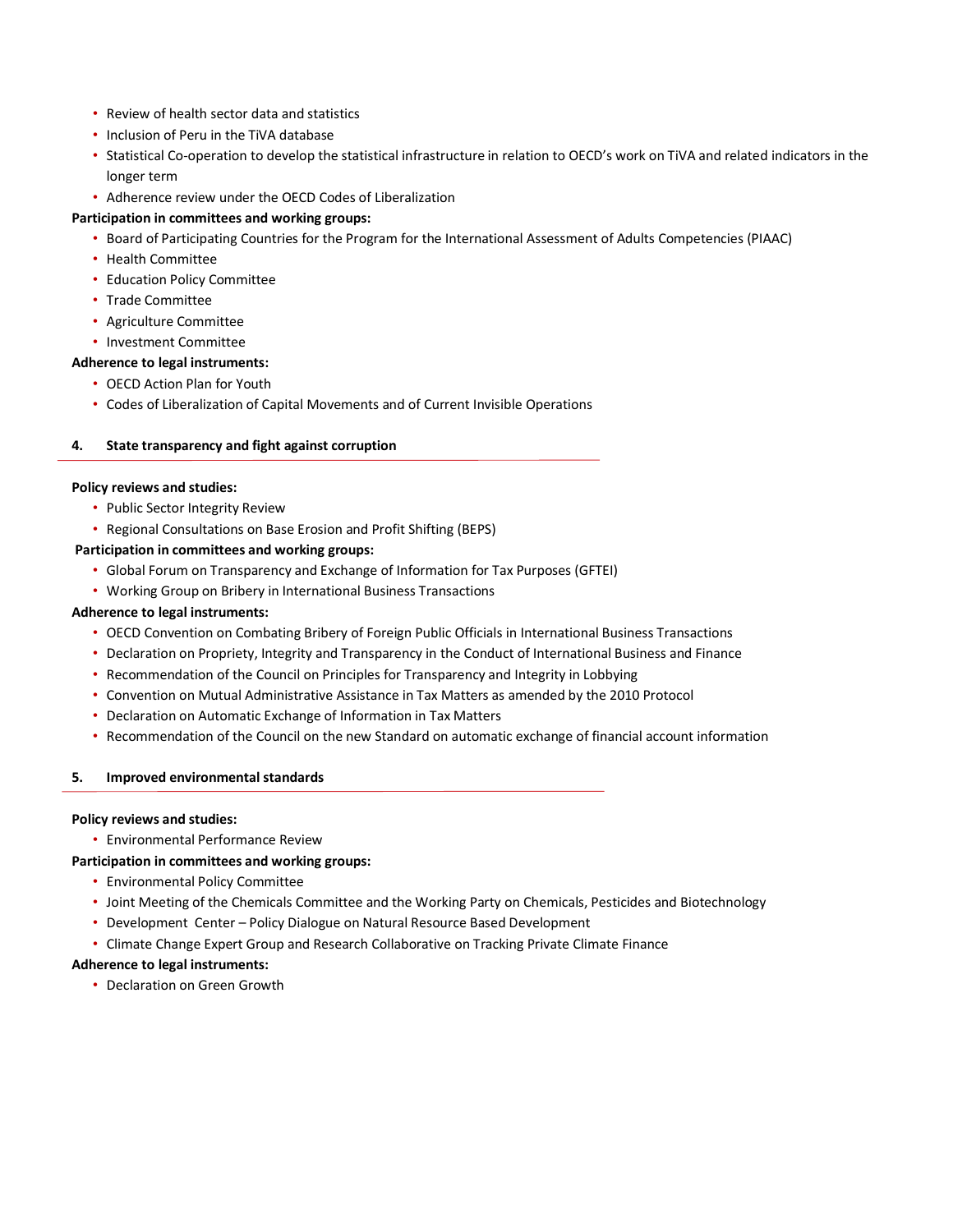- Review of health sector data and statistics
- Inclusion of Peru in the TiVA database
- Statistical Co-operation to develop the statistical infrastructure in relation to OECD's work on TiVA and related indicators in the longer term
- Adherence review under the OECD Codes of Liberalization

**Participation in committees and working groups:**

- Board of Participating Countries for the Program for the International Assessment of Adults Competencies (PIAAC)
- Health Committee
- Education Policy Committee
- Trade Committee
- Agriculture Committee
- Investment Committee

**Adherence to legal instruments:**

- OECD Action Plan for Youth
- Codes of Liberalization of Capital Movements and of Current Invisible Operations

## 4. State transparency and fight against corruption

**Policy reviews and studies:**

- Public Sector Integrity Review
- Regional Consultations on Base Erosion and Profit Shifting (BEPS)

**Participation in committees and working groups:**

- Global Forum on Transparency and Exchange of Information for Tax Purposes (GFTEI)
- Working Group on Bribery in International Business Transactions

**Adherence to legal instruments:**

- OECD Convention on Combating Bribery of Foreign Public Officials in International Business Transactions
- Declaration on Propriety, Integrity and Transparency in the Conduct of International Business and Finance
- Recommendation of the Council on Principles for Transparency and Integrity in Lobbying
- Convention on Mutual Administrative Assistance in Tax Matters as amended by the 2010 Protocol
- Declaration on Automatic Exchange of Information in Tax Matters
- Recommendation of the Council on the new Standard on automatic exchange of financial account information

## 5. Improved environmental standards

**Policy reviews and studies:**

- Environmental Performance Review

**Participation in committees and working groups:**

- Environmental Policy Committee
- Joint Meeting of the Chemicals Committee and the Working Party on Chemicals, Pesticides and Biotechnology
- Development Center – Policy Dialogue on Natural Resource Based Development
- Climate Change Expert Group and Research Collaborative on Tracking Private Climate Finance

**Adherence to legal instruments:**

- Declaration on Green Growth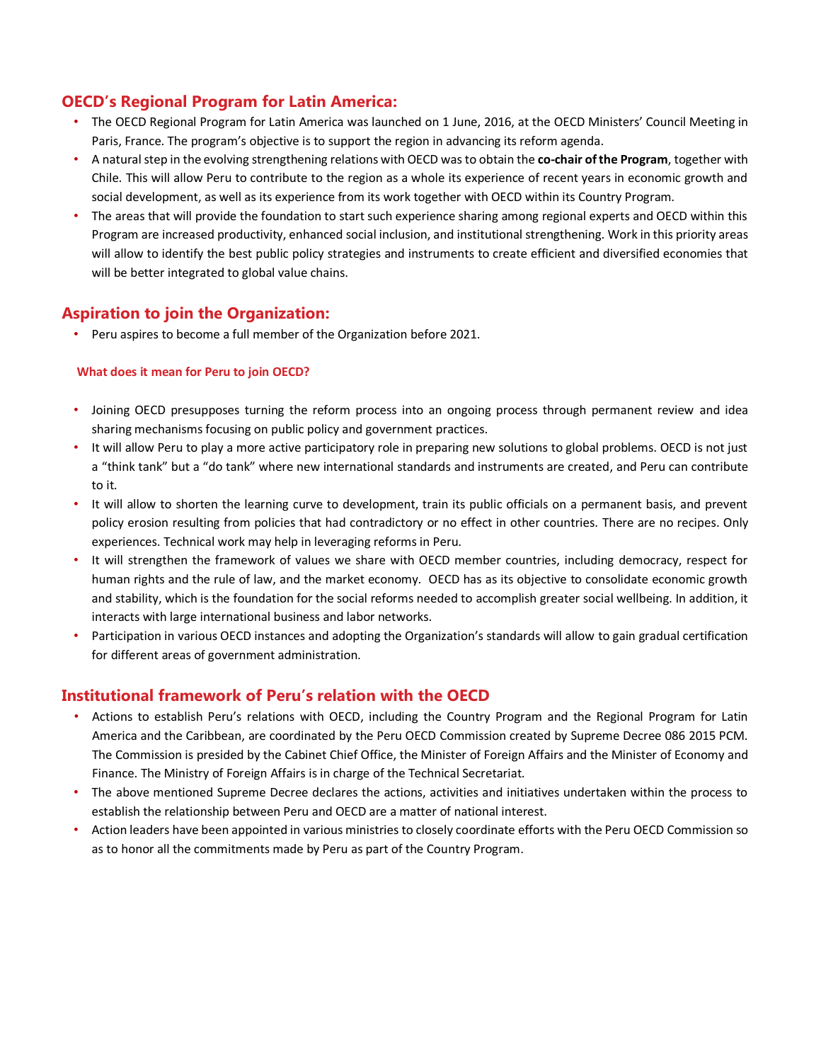## OECD's Regional Program for Latin America:

- The OECD Regional Program for Latin America was launched on 1 June, 2016, at the OECD Ministers' Council Meeting in Paris, France. The program's objective is to support the region in advancing its reform agenda.
- A natural step in the evolving strengthening relations with OECD was to obtain the **co-chair of the Program**, together with Chile. This will allow Peru to contribute to the region as a whole its experience of recent years in economic growth and social development, as well as its experience from its work together with OECD within its Country Program.
- The areas that will provide the foundation to start such experience sharing among regional experts and OECD within this Program are increased productivity, enhanced social inclusion, and institutional strengthening. Work in this priority areas will allow to identify the best public policy strategies and instruments to create efficient and diversified economies that will be better integrated to global value chains.

## Aspiration to join the Organization:

- Peru aspires to become a full member of the Organization before 2021.

### What does it mean for Peru to join OECD?

- Joining OECD presupposes turning the reform process into an ongoing process through permanent review and idea sharing mechanisms focusing on public policy and government practices.
- It will allow Peru to play a more active participatory role in preparing new solutions to global problems. OECD is not just a "think tank" but a "do tank" where new international standards and instruments are created, and Peru can contribute to it.
- It will allow to shorten the learning curve to development, train its public officials on a permanent basis, and prevent policy erosion resulting from policies that had contradictory or no effect in other countries. There are no recipes. Only experiences. Technical work may help in leveraging reforms in Peru.
- It will strengthen the framework of values we share with OECD member countries, including democracy, respect for human rights and the rule of law, and the market economy. OECD has as its objective to consolidate economic growth and stability, which is the foundation for the social reforms needed to accomplish greater social wellbeing. In addition, it interacts with large international business and labor networks.
- Participation in various OECD instances and adopting the Organization's standards will allow to gain gradual certification for different areas of government administration.

## Institutional framework of Peru's relation with the OECD

- Actions to establish Peru's relations with OECD, including the Country Program and the Regional Program for Latin America and the Caribbean, are coordinated by the Peru OECD Commission created by Supreme Decree 086 2015 PCM. The Commission is presided by the Cabinet Chief Office, the Minister of Foreign Affairs and the Minister of Economy and Finance. The Ministry of Foreign Affairs is in charge of the Technical Secretariat.
- The above mentioned Supreme Decree declares the actions, activities and initiatives undertaken within the process to establish the relationship between Peru and OECD are a matter of national interest.
- Action leaders have been appointed in various ministries to closely coordinate efforts with the Peru OECD Commission so as to honor all the commitments made by Peru as part of the Country Program.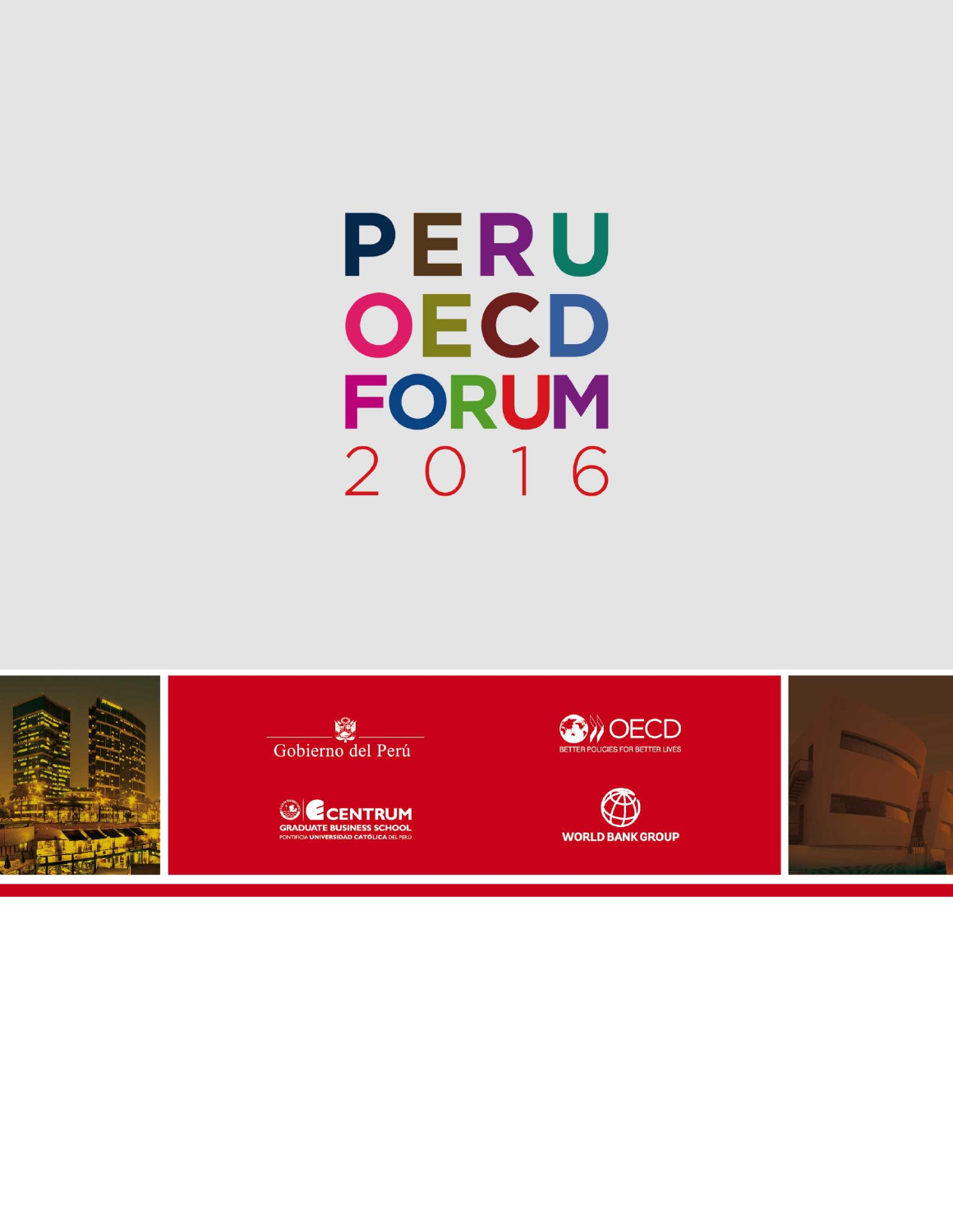# PERU OECD FORUM 2016

Gobierno del Perú

OECD BETTER POLICIES FOR BETTER LIVES

CENTRUM GRADUATE BUSINESS SCHOOL PONTIFICIA UNIVERSIDAD CATÓLICA DEL PERÚ

WORLD BANK GROUP